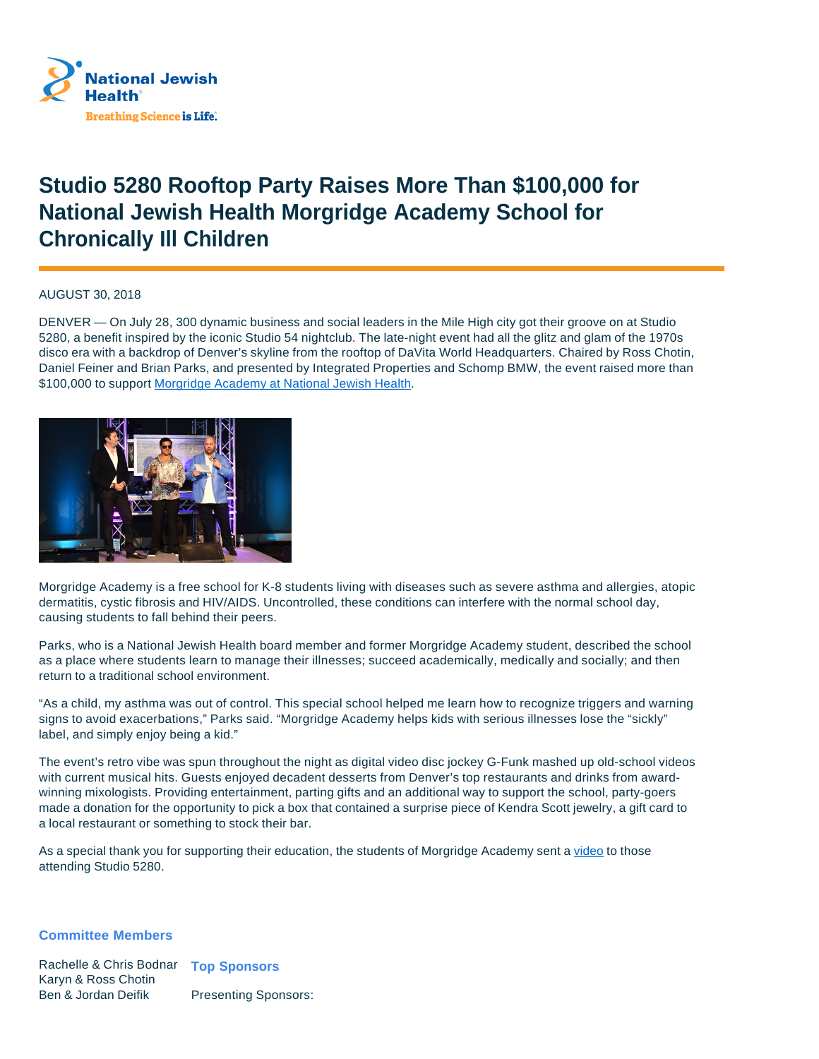# Studio 5280 Rooftop Party Raises More Than $100,000 for National Jewish Health Morgridge Academy School for Chronically Ill Children

AUGUST 30, 2018

DENVER — On July 28, 300 dynamic business and social leaders in the Mile High city got their groove on at Studio 5280, a benefit inspired by the iconic Studio 54 nightclub. The late-night event had all the glitz and glam of the 1970s disco era with a backdrop of Denver's skyline from the rooftop of DaVita World Headquarters. Chaired by Ross Chotin, Daniel Feiner and Brian Parks, and presented by Integrated Properties and Schomp BMW, the event raised more than $100,000 to support [Morgridge Academy at National Jewish Health](#).

Morgridge Academy is a free school for K-8 students living with diseases such as severe asthma and allergies, atopic dermatitis, cystic fibrosis and HIV/AIDS. Uncontrolled, these conditions can interfere with the normal school day, causing students to fall behind their peers.

Parks, who is a National Jewish Health board member and former Morgridge Academy student, described the school as a place where students learn to manage their illnesses; succeed academically, medically and socially; and then return to a traditional school environment.

"As a child, my asthma was out of control. This special school helped me learn how to recognize triggers and warning signs to avoid exacerbations," Parks said. "Morgridge Academy helps kids with serious illnesses lose the "sickly" label, and simply enjoy being a kid."

The event's retro vibe was spun throughout the night as digital video disc jockey G-Funk mashed up old-school videos with current musical hits. Guests enjoyed decadent desserts from Denver's top restaurants and drinks from award-winning mixologists. Providing entertainment, parting gifts and an additional way to support the school, party-goers made a donation for the opportunity to pick a box that contained a surprise piece of Kendra Scott jewelry, a gift card to a local restaurant or something to stock their bar.

As a special thank you for supporting their education, the students of Morgridge Academy sent a [video](#) to those attending Studio 5280.

### Committee Members

Rachelle & Chris Bodnar
Karyn & Ross Chotin
Ben & Jordan Deifik

### Top Sponsors

Presenting Sponsors: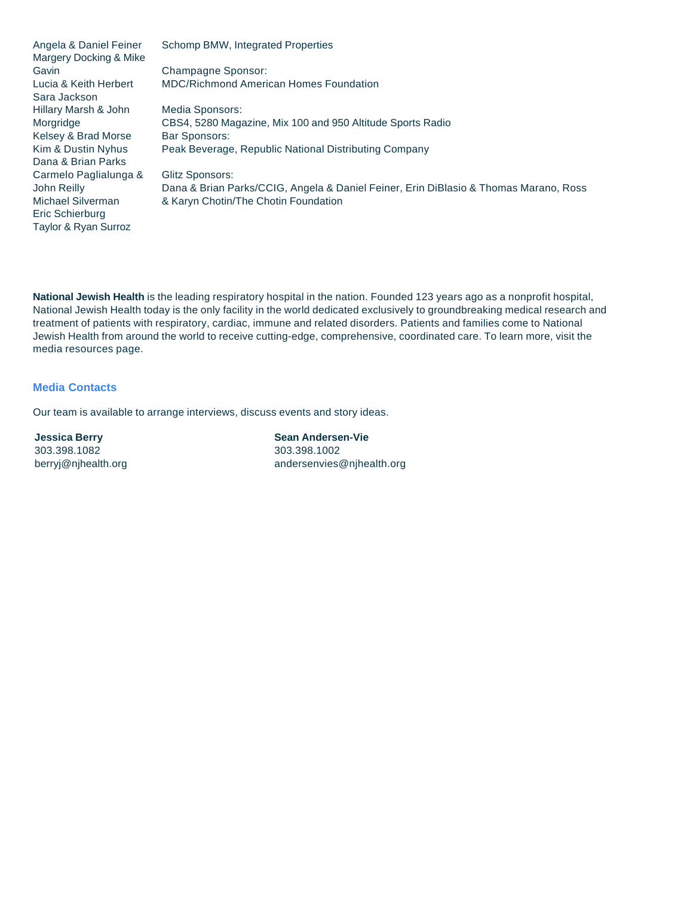Angela & Daniel Feiner
Margery Docking & Mike Gavin
Lucia & Keith Herbert
Sara Jackson
Hillary Marsh & John Morgridge
Kelsey & Brad Morse
Kim & Dustin Nyhus
Dana & Brian Parks
Carmelo Paglialunga & John Reilly
Michael Silverman
Eric Schierburg
Taylor & Ryan Surroz

Schomp BMW, Integrated Properties

Champagne Sponsor:
MDC/Richmond American Homes Foundation

Media Sponsors:
CBS4, 5280 Magazine, Mix 100 and 950 Altitude Sports Radio
Bar Sponsors:
Peak Beverage, Republic National Distributing Company

Glitz Sponsors:
Dana & Brian Parks/CCIG, Angela & Daniel Feiner, Erin DiBlasio & Thomas Marano, Ross & Karyn Chotin/The Chotin Foundation

**National Jewish Health** is the leading respiratory hospital in the nation. Founded 123 years ago as a nonprofit hospital, National Jewish Health today is the only facility in the world dedicated exclusively to groundbreaking medical research and treatment of patients with respiratory, cardiac, immune and related disorders. Patients and families come to National Jewish Health from around the world to receive cutting-edge, comprehensive, coordinated care. To learn more, visit the media resources page.

## Media Contacts

Our team is available to arrange interviews, discuss events and story ideas.

**Jessica Berry**
303.398.1082
berryj@njhealth.org

**Sean Andersen-Vie**
303.398.1002
andersenvies@njhealth.org